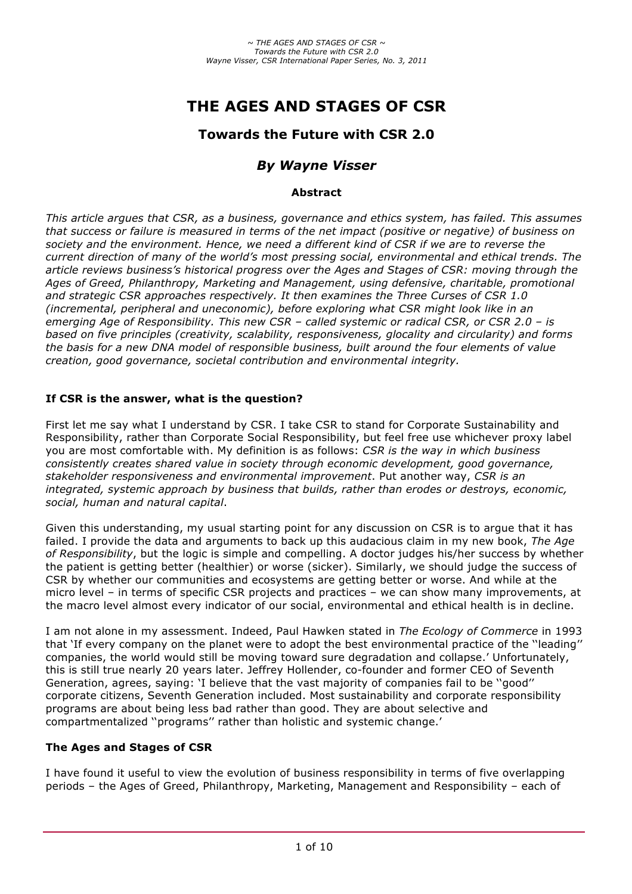# THE AGES AND STAGES OF CSR

## Towards the Future with CSR 2.0

## *By Wayne Visser*

#### Abstract

*This article argues that CSR, as a business, governance and ethics system, has failed. This assumes that success or failure is measured in terms of the net impact (positive or negative) of business on society and the environment. Hence, we need a different kind of CSR if we are to reverse the current direction of many of the world's most pressing social, environmental and ethical trends. The article reviews business's historical progress over the Ages and Stages of CSR: moving through the Ages of Greed, Philanthropy, Marketing and Management, using defensive, charitable, promotional and strategic CSR approaches respectively. It then examines the Three Curses of CSR 1.0 (incremental, peripheral and uneconomic), before exploring what CSR might look like in an emerging Age of Responsibility. This new CSR – called systemic or radical CSR, or CSR 2.0 – is based on five principles (creativity, scalability, responsiveness, glocality and circularity) and forms the basis for a new DNA model of responsible business, built around the four elements of value creation, good governance, societal contribution and environmental integrity.*

### If CSR is the answer, what is the question?

First let me say what I understand by CSR. I take CSR to stand for Corporate Sustainability and Responsibility, rather than Corporate Social Responsibility, but feel free use whichever proxy label you are most comfortable with. My definition is as follows: *CSR is the way in which business consistently creates shared value in society through economic development, good governance, stakeholder responsiveness and environmental improvement*. Put another way, *CSR is an integrated, systemic approach by business that builds, rather than erodes or destroys, economic, social, human and natural capital*.

Given this understanding, my usual starting point for any discussion on CSR is to argue that it has failed. I provide the data and arguments to back up this audacious claim in my new book, *The Age of Responsibility*, but the logic is simple and compelling. A doctor judges his/her success by whether the patient is getting better (healthier) or worse (sicker). Similarly, we should judge the success of CSR by whether our communities and ecosystems are getting better or worse. And while at the micro level – in terms of specific CSR projects and practices – we can show many improvements, at the macro level almost every indicator of our social, environmental and ethical health is in decline.

I am not alone in my assessment. Indeed, Paul Hawken stated in *The Ecology of Commerce* in 1993 that 'If every company on the planet were to adopt the best environmental practice of the ''leading'' companies, the world would still be moving toward sure degradation and collapse.' Unfortunately, this is still true nearly 20 years later. Jeffrey Hollender, co-founder and former CEO of Seventh Generation, agrees, saying: 'I believe that the vast majority of companies fail to be ''good'' corporate citizens, Seventh Generation included. Most sustainability and corporate responsibility programs are about being less bad rather than good. They are about selective and compartmentalized ''programs'' rather than holistic and systemic change.'

### The Ages and Stages of CSR

I have found it useful to view the evolution of business responsibility in terms of five overlapping periods – the Ages of Greed, Philanthropy, Marketing, Management and Responsibility – each of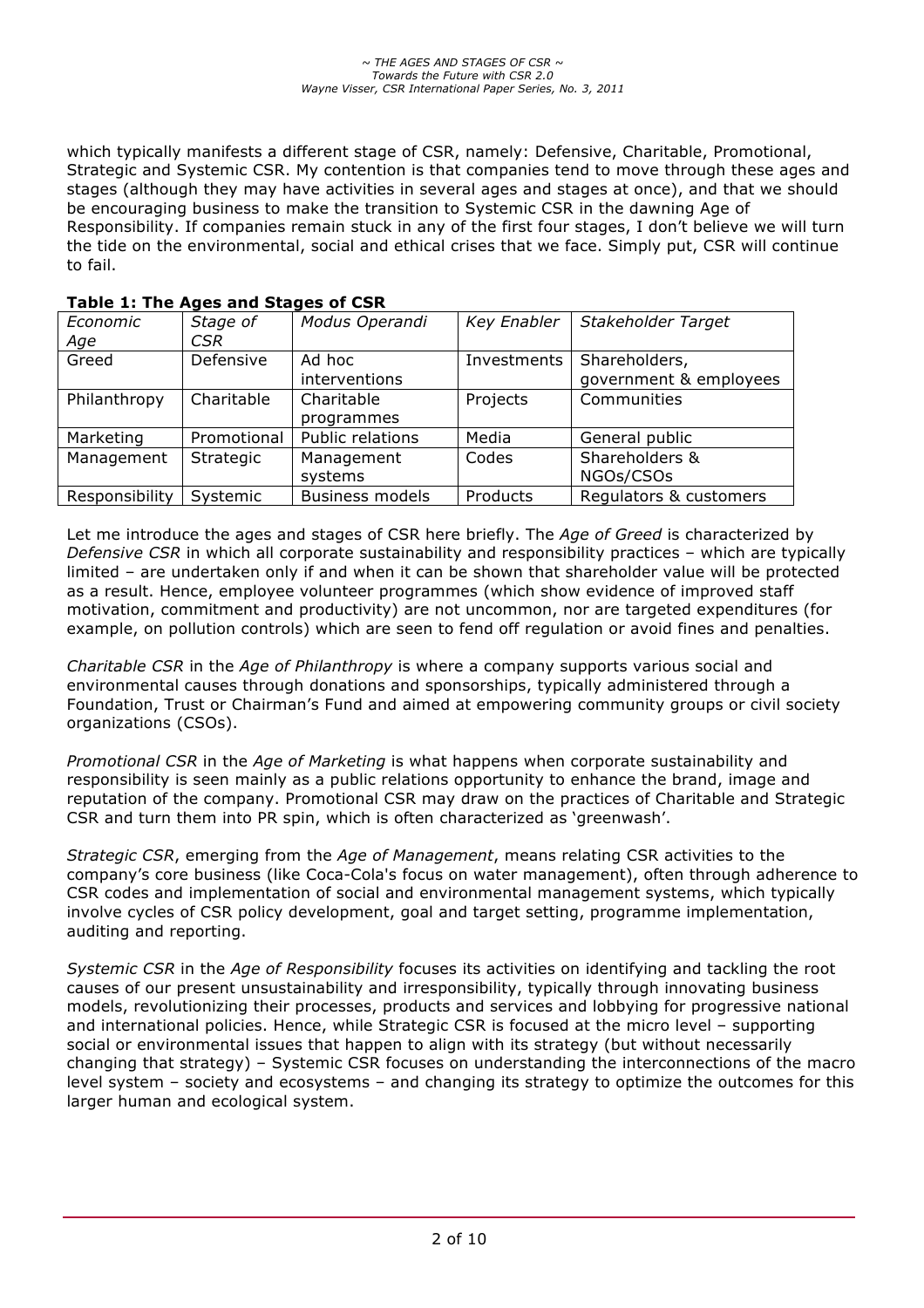which typically manifests a different stage of CSR, namely: Defensive, Charitable, Promotional, Strategic and Systemic CSR. My contention is that companies tend to move through these ages and stages (although they may have activities in several ages and stages at once), and that we should be encouraging business to make the transition to Systemic CSR in the dawning Age of Responsibility. If companies remain stuck in any of the first four stages, I don't believe we will turn the tide on the environmental, social and ethical crises that we face. Simply put, CSR will continue to fail.

**Table 1: The Ages and Stages of CSR**

| *Economic Age* | *Stage of CSR* | *Modus Operandi* | *Key Enabler* | *Stakeholder Target* |
|---|---|---|---|---|
| Greed | Defensive | Ad hoc interventions | Investments | Shareholders, government & employees |
| Philanthropy | Charitable | Charitable programmes | Projects | Communities |
| Marketing | Promotional | Public relations | Media | General public |
| Management | Strategic | Management systems | Codes | Shareholders & NGOs/CSOs |
| Responsibility | Systemic | Business models | Products | Regulators & customers |

Let me introduce the ages and stages of CSR here briefly. The *Age of Greed* is characterized by *Defensive CSR* in which all corporate sustainability and responsibility practices – which are typically limited – are undertaken only if and when it can be shown that shareholder value will be protected as a result. Hence, employee volunteer programmes (which show evidence of improved staff motivation, commitment and productivity) are not uncommon, nor are targeted expenditures (for example, on pollution controls) which are seen to fend off regulation or avoid fines and penalties.

*Charitable CSR* in the *Age of Philanthropy* is where a company supports various social and environmental causes through donations and sponsorships, typically administered through a Foundation, Trust or Chairman's Fund and aimed at empowering community groups or civil society organizations (CSOs).

*Promotional CSR* in the *Age of Marketing* is what happens when corporate sustainability and responsibility is seen mainly as a public relations opportunity to enhance the brand, image and reputation of the company. Promotional CSR may draw on the practices of Charitable and Strategic CSR and turn them into PR spin, which is often characterized as 'greenwash'.

*Strategic CSR*, emerging from the *Age of Management*, means relating CSR activities to the company's core business (like Coca-Cola's focus on water management), often through adherence to CSR codes and implementation of social and environmental management systems, which typically involve cycles of CSR policy development, goal and target setting, programme implementation, auditing and reporting.

*Systemic CSR* in the *Age of Responsibility* focuses its activities on identifying and tackling the root causes of our present unsustainability and irresponsibility, typically through innovating business models, revolutionizing their processes, products and services and lobbying for progressive national and international policies. Hence, while Strategic CSR is focused at the micro level – supporting social or environmental issues that happen to align with its strategy (but without necessarily changing that strategy) – Systemic CSR focuses on understanding the interconnections of the macro level system – society and ecosystems – and changing its strategy to optimize the outcomes for this larger human and ecological system.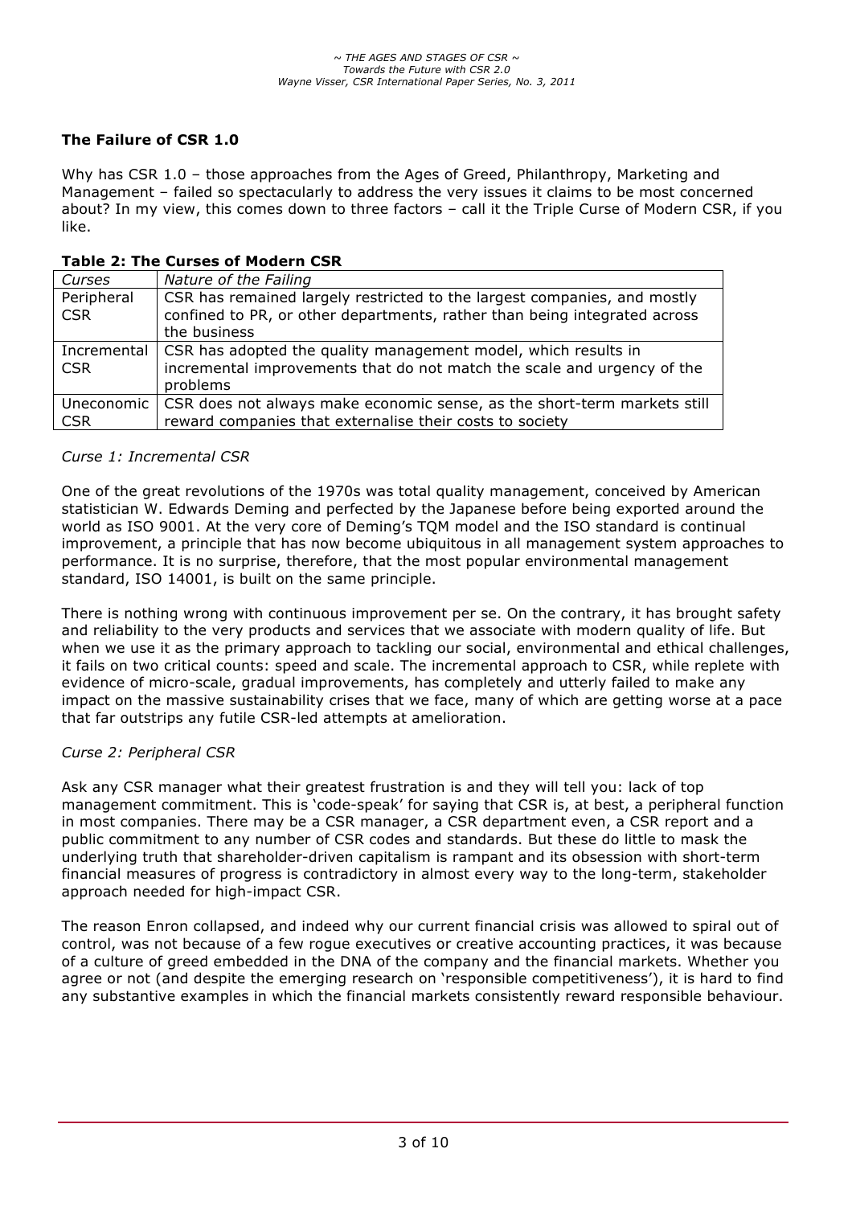## The Failure of CSR 1.0

Why has CSR 1.0 – those approaches from the Ages of Greed, Philanthropy, Marketing and Management – failed so spectacularly to address the very issues it claims to be most concerned about? In my view, this comes down to three factors – call it the Triple Curse of Modern CSR, if you like.

**Table 2: The Curses of Modern CSR**

| *Curses* | *Nature of the Failing* |
|---|---|
| Peripheral CSR | CSR has remained largely restricted to the largest companies, and mostly confined to PR, or other departments, rather than being integrated across the business |
| Incremental CSR | CSR has adopted the quality management model, which results in incremental improvements that do not match the scale and urgency of the problems |
| Uneconomic CSR | CSR does not always make economic sense, as the short-term markets still reward companies that externalise their costs to society |

*Curse 1: Incremental CSR*

One of the great revolutions of the 1970s was total quality management, conceived by American statistician W. Edwards Deming and perfected by the Japanese before being exported around the world as ISO 9001. At the very core of Deming's TQM model and the ISO standard is continual improvement, a principle that has now become ubiquitous in all management system approaches to performance. It is no surprise, therefore, that the most popular environmental management standard, ISO 14001, is built on the same principle.

There is nothing wrong with continuous improvement per se. On the contrary, it has brought safety and reliability to the very products and services that we associate with modern quality of life. But when we use it as the primary approach to tackling our social, environmental and ethical challenges, it fails on two critical counts: speed and scale. The incremental approach to CSR, while replete with evidence of micro-scale, gradual improvements, has completely and utterly failed to make any impact on the massive sustainability crises that we face, many of which are getting worse at a pace that far outstrips any futile CSR-led attempts at amelioration.

*Curse 2: Peripheral CSR*

Ask any CSR manager what their greatest frustration is and they will tell you: lack of top management commitment. This is 'code-speak' for saying that CSR is, at best, a peripheral function in most companies. There may be a CSR manager, a CSR department even, a CSR report and a public commitment to any number of CSR codes and standards. But these do little to mask the underlying truth that shareholder-driven capitalism is rampant and its obsession with short-term financial measures of progress is contradictory in almost every way to the long-term, stakeholder approach needed for high-impact CSR.

The reason Enron collapsed, and indeed why our current financial crisis was allowed to spiral out of control, was not because of a few rogue executives or creative accounting practices, it was because of a culture of greed embedded in the DNA of the company and the financial markets. Whether you agree or not (and despite the emerging research on 'responsible competitiveness'), it is hard to find any substantive examples in which the financial markets consistently reward responsible behaviour.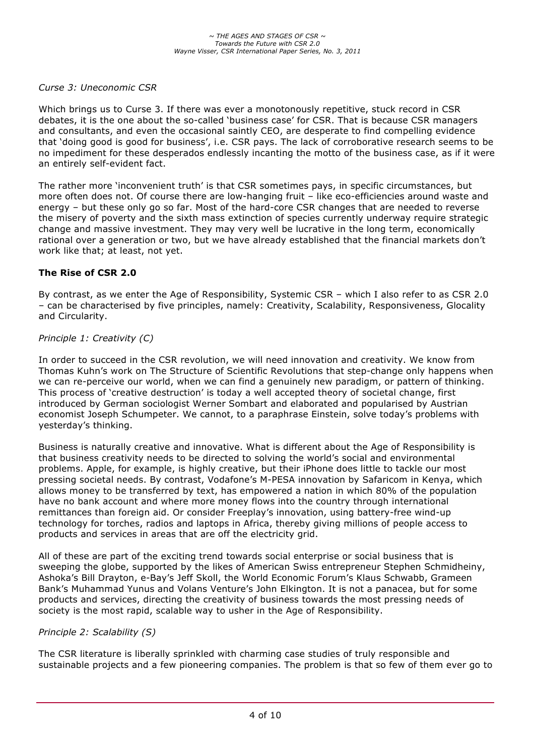*Curse 3: Uneconomic CSR*

Which brings us to Curse 3. If there was ever a monotonously repetitive, stuck record in CSR debates, it is the one about the so-called 'business case' for CSR. That is because CSR managers and consultants, and even the occasional saintly CEO, are desperate to find compelling evidence that 'doing good is good for business', i.e. CSR pays. The lack of corroborative research seems to be no impediment for these desperados endlessly incanting the motto of the business case, as if it were an entirely self-evident fact.

The rather more 'inconvenient truth' is that CSR sometimes pays, in specific circumstances, but more often does not. Of course there are low-hanging fruit – like eco-efficiencies around waste and energy – but these only go so far. Most of the hard-core CSR changes that are needed to reverse the misery of poverty and the sixth mass extinction of species currently underway require strategic change and massive investment. They may very well be lucrative in the long term, economically rational over a generation or two, but we have already established that the financial markets don't work like that; at least, not yet.

## The Rise of CSR 2.0

By contrast, as we enter the Age of Responsibility, Systemic CSR – which I also refer to as CSR 2.0 – can be characterised by five principles, namely: Creativity, Scalability, Responsiveness, Glocality and Circularity.

*Principle 1: Creativity (C)*

In order to succeed in the CSR revolution, we will need innovation and creativity. We know from Thomas Kuhn's work on The Structure of Scientific Revolutions that step-change only happens when we can re-perceive our world, when we can find a genuinely new paradigm, or pattern of thinking. This process of 'creative destruction' is today a well accepted theory of societal change, first introduced by German sociologist Werner Sombart and elaborated and popularised by Austrian economist Joseph Schumpeter. We cannot, to a paraphrase Einstein, solve today's problems with yesterday's thinking.

Business is naturally creative and innovative. What is different about the Age of Responsibility is that business creativity needs to be directed to solving the world's social and environmental problems. Apple, for example, is highly creative, but their iPhone does little to tackle our most pressing societal needs. By contrast, Vodafone's M-PESA innovation by Safaricom in Kenya, which allows money to be transferred by text, has empowered a nation in which 80% of the population have no bank account and where more money flows into the country through international remittances than foreign aid. Or consider Freeplay's innovation, using battery-free wind-up technology for torches, radios and laptops in Africa, thereby giving millions of people access to products and services in areas that are off the electricity grid.

All of these are part of the exciting trend towards social enterprise or social business that is sweeping the globe, supported by the likes of American Swiss entrepreneur Stephen Schmidheiny, Ashoka's Bill Drayton, e-Bay's Jeff Skoll, the World Economic Forum's Klaus Schwabb, Grameen Bank's Muhammad Yunus and Volans Venture's John Elkington. It is not a panacea, but for some products and services, directing the creativity of business towards the most pressing needs of society is the most rapid, scalable way to usher in the Age of Responsibility.

*Principle 2: Scalability (S)*

The CSR literature is liberally sprinkled with charming case studies of truly responsible and sustainable projects and a few pioneering companies. The problem is that so few of them ever go to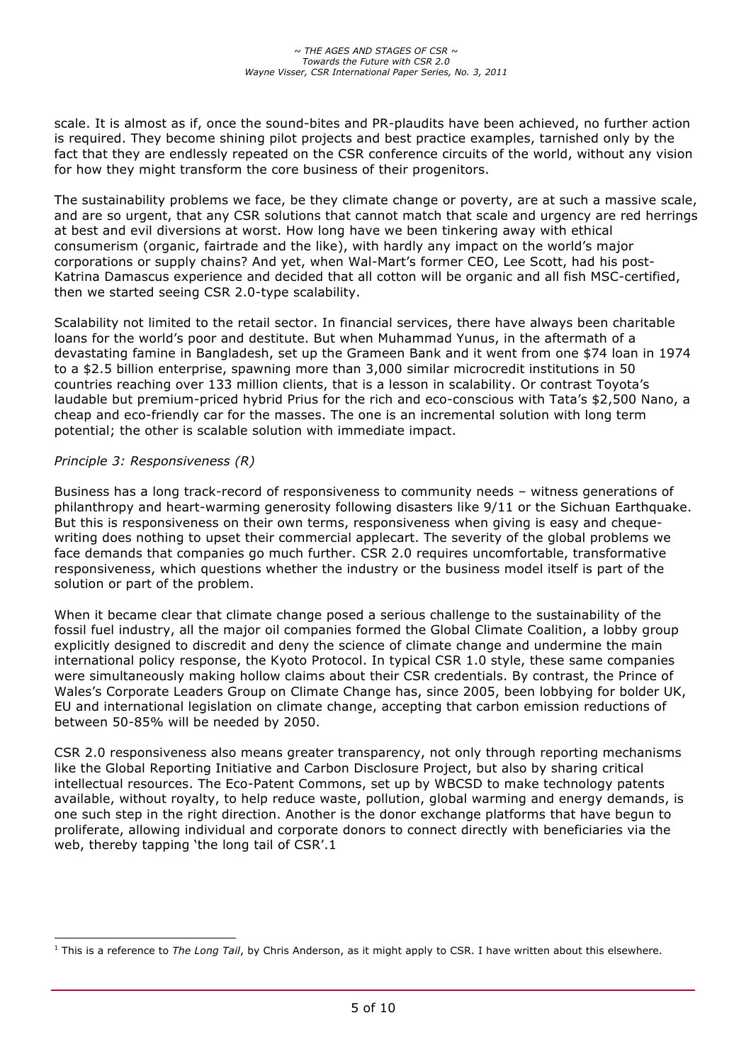scale. It is almost as if, once the sound-bites and PR-plaudits have been achieved, no further action is required. They become shining pilot projects and best practice examples, tarnished only by the fact that they are endlessly repeated on the CSR conference circuits of the world, without any vision for how they might transform the core business of their progenitors.

The sustainability problems we face, be they climate change or poverty, are at such a massive scale, and are so urgent, that any CSR solutions that cannot match that scale and urgency are red herrings at best and evil diversions at worst. How long have we been tinkering away with ethical consumerism (organic, fairtrade and the like), with hardly any impact on the world's major corporations or supply chains? And yet, when Wal-Mart's former CEO, Lee Scott, had his post-Katrina Damascus experience and decided that all cotton will be organic and all fish MSC-certified, then we started seeing CSR 2.0-type scalability.

Scalability not limited to the retail sector. In financial services, there have always been charitable loans for the world's poor and destitute. But when Muhammad Yunus, in the aftermath of a devastating famine in Bangladesh, set up the Grameen Bank and it went from one $74 loan in 1974 to a $2.5 billion enterprise, spawning more than 3,000 similar microcredit institutions in 50 countries reaching over 133 million clients, that is a lesson in scalability. Or contrast Toyota's laudable but premium-priced hybrid Prius for the rich and eco-conscious with Tata's $2,500 Nano, a cheap and eco-friendly car for the masses. The one is an incremental solution with long term potential; the other is scalable solution with immediate impact.

*Principle 3: Responsiveness (R)*

Business has a long track-record of responsiveness to community needs – witness generations of philanthropy and heart-warming generosity following disasters like 9/11 or the Sichuan Earthquake. But this is responsiveness on their own terms, responsiveness when giving is easy and cheque-writing does nothing to upset their commercial applecart. The severity of the global problems we face demands that companies go much further. CSR 2.0 requires uncomfortable, transformative responsiveness, which questions whether the industry or the business model itself is part of the solution or part of the problem.

When it became clear that climate change posed a serious challenge to the sustainability of the fossil fuel industry, all the major oil companies formed the Global Climate Coalition, a lobby group explicitly designed to discredit and deny the science of climate change and undermine the main international policy response, the Kyoto Protocol. In typical CSR 1.0 style, these same companies were simultaneously making hollow claims about their CSR credentials. By contrast, the Prince of Wales's Corporate Leaders Group on Climate Change has, since 2005, been lobbying for bolder UK, EU and international legislation on climate change, accepting that carbon emission reductions of between 50-85% will be needed by 2050.

CSR 2.0 responsiveness also means greater transparency, not only through reporting mechanisms like the Global Reporting Initiative and Carbon Disclosure Project, but also by sharing critical intellectual resources. The Eco-Patent Commons, set up by WBCSD to make technology patents available, without royalty, to help reduce waste, pollution, global warming and energy demands, is one such step in the right direction. Another is the donor exchange platforms that have begun to proliferate, allowing individual and corporate donors to connect directly with beneficiaries via the web, thereby tapping 'the long tail of CSR'.[1]

---

[1] This is a reference to *The Long Tail*, by Chris Anderson, as it might apply to CSR. I have written about this elsewhere.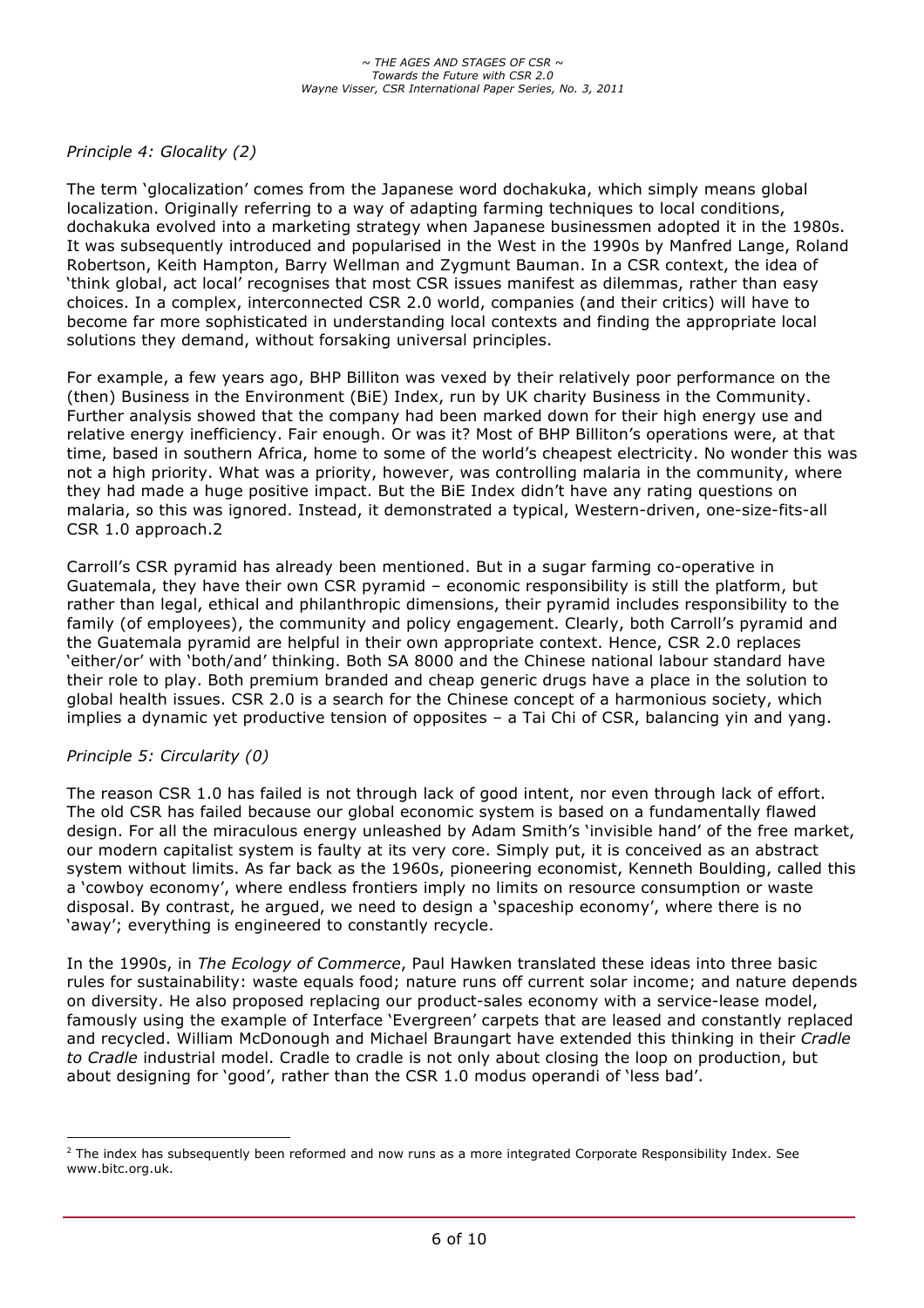*Principle 4: Glocality (2)*

The term 'glocalization' comes from the Japanese word dochakuka, which simply means global localization. Originally referring to a way of adapting farming techniques to local conditions, dochakuka evolved into a marketing strategy when Japanese businessmen adopted it in the 1980s. It was subsequently introduced and popularised in the West in the 1990s by Manfred Lange, Roland Robertson, Keith Hampton, Barry Wellman and Zygmunt Bauman. In a CSR context, the idea of 'think global, act local' recognises that most CSR issues manifest as dilemmas, rather than easy choices. In a complex, interconnected CSR 2.0 world, companies (and their critics) will have to become far more sophisticated in understanding local contexts and finding the appropriate local solutions they demand, without forsaking universal principles.

For example, a few years ago, BHP Billiton was vexed by their relatively poor performance on the (then) Business in the Environment (BiE) Index, run by UK charity Business in the Community. Further analysis showed that the company had been marked down for their high energy use and relative energy inefficiency. Fair enough. Or was it? Most of BHP Billiton's operations were, at that time, based in southern Africa, home to some of the world's cheapest electricity. No wonder this was not a high priority. What was a priority, however, was controlling malaria in the community, where they had made a huge positive impact. But the BiE Index didn't have any rating questions on malaria, so this was ignored. Instead, it demonstrated a typical, Western-driven, one-size-fits-all CSR 1.0 approach.[2]

Carroll's CSR pyramid has already been mentioned. But in a sugar farming co-operative in Guatemala, they have their own CSR pyramid – economic responsibility is still the platform, but rather than legal, ethical and philanthropic dimensions, their pyramid includes responsibility to the family (of employees), the community and policy engagement. Clearly, both Carroll's pyramid and the Guatemala pyramid are helpful in their own appropriate context. Hence, CSR 2.0 replaces 'either/or' with 'both/and' thinking. Both SA 8000 and the Chinese national labour standard have their role to play. Both premium branded and cheap generic drugs have a place in the solution to global health issues. CSR 2.0 is a search for the Chinese concept of a harmonious society, which implies a dynamic yet productive tension of opposites – a Tai Chi of CSR, balancing yin and yang.

*Principle 5: Circularity (0)*

The reason CSR 1.0 has failed is not through lack of good intent, nor even through lack of effort. The old CSR has failed because our global economic system is based on a fundamentally flawed design. For all the miraculous energy unleashed by Adam Smith's 'invisible hand' of the free market, our modern capitalist system is faulty at its very core. Simply put, it is conceived as an abstract system without limits. As far back as the 1960s, pioneering economist, Kenneth Boulding, called this a 'cowboy economy', where endless frontiers imply no limits on resource consumption or waste disposal. By contrast, he argued, we need to design a 'spaceship economy', where there is no 'away'; everything is engineered to constantly recycle.

In the 1990s, in *The Ecology of Commerce*, Paul Hawken translated these ideas into three basic rules for sustainability: waste equals food; nature runs off current solar income; and nature depends on diversity. He also proposed replacing our product-sales economy with a service-lease model, famously using the example of Interface 'Evergreen' carpets that are leased and constantly replaced and recycled. William McDonough and Michael Braungart have extended this thinking in their *Cradle to Cradle* industrial model. Cradle to cradle is not only about closing the loop on production, but about designing for 'good', rather than the CSR 1.0 modus operandi of 'less bad'.

---

[2] The index has subsequently been reformed and now runs as a more integrated Corporate Responsibility Index. See www.bitc.org.uk.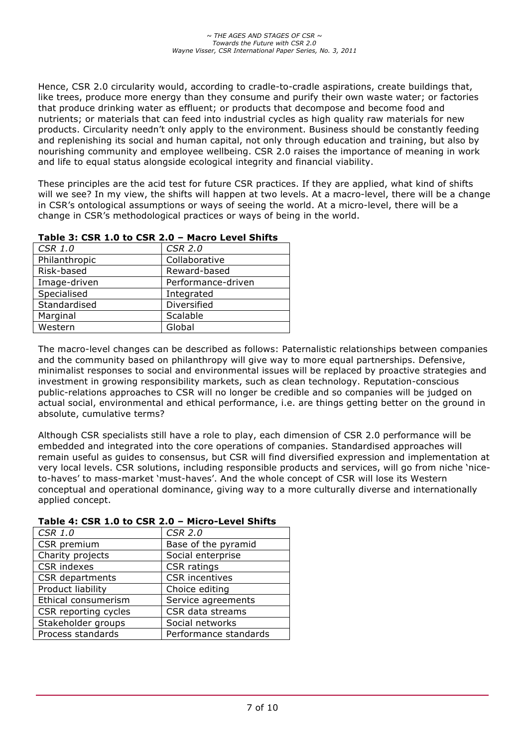Hence, CSR 2.0 circularity would, according to cradle-to-cradle aspirations, create buildings that, like trees, produce more energy than they consume and purify their own waste water; or factories that produce drinking water as effluent; or products that decompose and become food and nutrients; or materials that can feed into industrial cycles as high quality raw materials for new products. Circularity needn't only apply to the environment. Business should be constantly feeding and replenishing its social and human capital, not only through education and training, but also by nourishing community and employee wellbeing. CSR 2.0 raises the importance of meaning in work and life to equal status alongside ecological integrity and financial viability.

These principles are the acid test for future CSR practices. If they are applied, what kind of shifts will we see? In my view, the shifts will happen at two levels. At a macro-level, there will be a change in CSR's ontological assumptions or ways of seeing the world. At a micro-level, there will be a change in CSR's methodological practices or ways of being in the world.

**Table 3: CSR 1.0 to CSR 2.0 – Macro Level Shifts**

| *CSR 1.0* | *CSR 2.0* |
|---|---|
| Philanthropic | Collaborative |
| Risk-based | Reward-based |
| Image-driven | Performance-driven |
| Specialised | Integrated |
| Standardised | Diversified |
| Marginal | Scalable |
| Western | Global |

The macro-level changes can be described as follows: Paternalistic relationships between companies and the community based on philanthropy will give way to more equal partnerships. Defensive, minimalist responses to social and environmental issues will be replaced by proactive strategies and investment in growing responsibility markets, such as clean technology. Reputation-conscious public-relations approaches to CSR will no longer be credible and so companies will be judged on actual social, environmental and ethical performance, i.e. are things getting better on the ground in absolute, cumulative terms?

Although CSR specialists still have a role to play, each dimension of CSR 2.0 performance will be embedded and integrated into the core operations of companies. Standardised approaches will remain useful as guides to consensus, but CSR will find diversified expression and implementation at very local levels. CSR solutions, including responsible products and services, will go from niche 'nice-to-haves' to mass-market 'must-haves'. And the whole concept of CSR will lose its Western conceptual and operational dominance, giving way to a more culturally diverse and internationally applied concept.

**Table 4: CSR 1.0 to CSR 2.0 – Micro-Level Shifts**

| *CSR 1.0* | *CSR 2.0* |
|---|---|
| CSR premium | Base of the pyramid |
| Charity projects | Social enterprise |
| CSR indexes | CSR ratings |
| CSR departments | CSR incentives |
| Product liability | Choice editing |
| Ethical consumerism | Service agreements |
| CSR reporting cycles | CSR data streams |
| Stakeholder groups | Social networks |
| Process standards | Performance standards |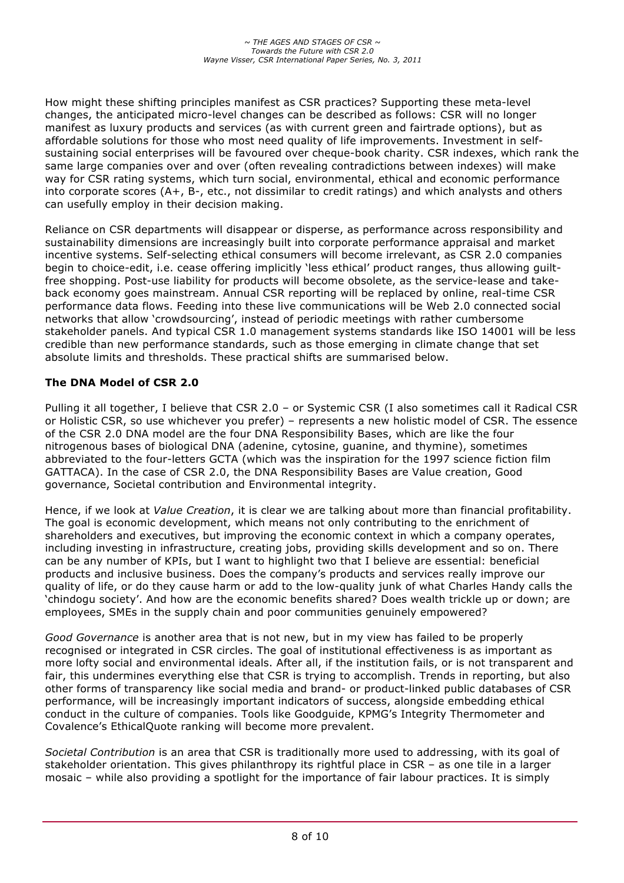How might these shifting principles manifest as CSR practices? Supporting these meta-level changes, the anticipated micro-level changes can be described as follows: CSR will no longer manifest as luxury products and services (as with current green and fairtrade options), but as affordable solutions for those who most need quality of life improvements. Investment in self-sustaining social enterprises will be favoured over cheque-book charity. CSR indexes, which rank the same large companies over and over (often revealing contradictions between indexes) will make way for CSR rating systems, which turn social, environmental, ethical and economic performance into corporate scores (A+, B-, etc., not dissimilar to credit ratings) and which analysts and others can usefully employ in their decision making.

Reliance on CSR departments will disappear or disperse, as performance across responsibility and sustainability dimensions are increasingly built into corporate performance appraisal and market incentive systems. Self-selecting ethical consumers will become irrelevant, as CSR 2.0 companies begin to choice-edit, i.e. cease offering implicitly 'less ethical' product ranges, thus allowing guilt-free shopping. Post-use liability for products will become obsolete, as the service-lease and take-back economy goes mainstream. Annual CSR reporting will be replaced by online, real-time CSR performance data flows. Feeding into these live communications will be Web 2.0 connected social networks that allow 'crowdsourcing', instead of periodic meetings with rather cumbersome stakeholder panels. And typical CSR 1.0 management systems standards like ISO 14001 will be less credible than new performance standards, such as those emerging in climate change that set absolute limits and thresholds. These practical shifts are summarised below.

### The DNA Model of CSR 2.0

Pulling it all together, I believe that CSR 2.0 – or Systemic CSR (I also sometimes call it Radical CSR or Holistic CSR, so use whichever you prefer) – represents a new holistic model of CSR. The essence of the CSR 2.0 DNA model are the four DNA Responsibility Bases, which are like the four nitrogenous bases of biological DNA (adenine, cytosine, guanine, and thymine), sometimes abbreviated to the four-letters GCTA (which was the inspiration for the 1997 science fiction film GATTACA). In the case of CSR 2.0, the DNA Responsibility Bases are Value creation, Good governance, Societal contribution and Environmental integrity.

Hence, if we look at *Value Creation*, it is clear we are talking about more than financial profitability. The goal is economic development, which means not only contributing to the enrichment of shareholders and executives, but improving the economic context in which a company operates, including investing in infrastructure, creating jobs, providing skills development and so on. There can be any number of KPIs, but I want to highlight two that I believe are essential: beneficial products and inclusive business. Does the company's products and services really improve our quality of life, or do they cause harm or add to the low-quality junk of what Charles Handy calls the 'chindogu society'. And how are the economic benefits shared? Does wealth trickle up or down; are employees, SMEs in the supply chain and poor communities genuinely empowered?

*Good Governance* is another area that is not new, but in my view has failed to be properly recognised or integrated in CSR circles. The goal of institutional effectiveness is as important as more lofty social and environmental ideals. After all, if the institution fails, or is not transparent and fair, this undermines everything else that CSR is trying to accomplish. Trends in reporting, but also other forms of transparency like social media and brand- or product-linked public databases of CSR performance, will be increasingly important indicators of success, alongside embedding ethical conduct in the culture of companies. Tools like Goodguide, KPMG's Integrity Thermometer and Covalence's EthicalQuote ranking will become more prevalent.

*Societal Contribution* is an area that CSR is traditionally more used to addressing, with its goal of stakeholder orientation. This gives philanthropy its rightful place in CSR – as one tile in a larger mosaic – while also providing a spotlight for the importance of fair labour practices. It is simply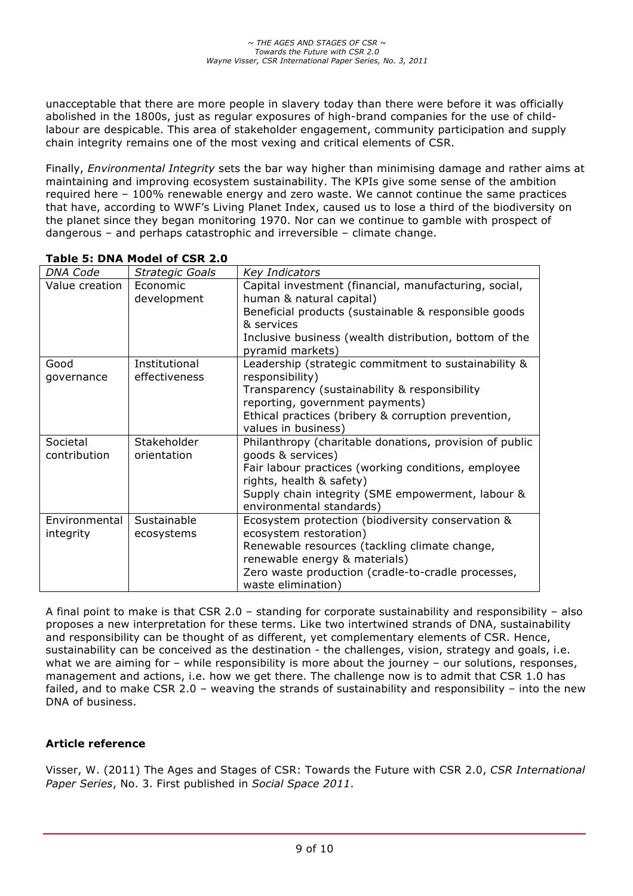unacceptable that there are more people in slavery today than there were before it was officially abolished in the 1800s, just as regular exposures of high-brand companies for the use of child-labour are despicable. This area of stakeholder engagement, community participation and supply chain integrity remains one of the most vexing and critical elements of CSR.

Finally, *Environmental Integrity* sets the bar way higher than minimising damage and rather aims at maintaining and improving ecosystem sustainability. The KPIs give some sense of the ambition required here – 100% renewable energy and zero waste. We cannot continue the same practices that have, according to WWF's Living Planet Index, caused us to lose a third of the biodiversity on the planet since they began monitoring 1970. Nor can we continue to gamble with prospect of dangerous – and perhaps catastrophic and irreversible – climate change.

**Table 5: DNA Model of CSR 2.0**

| *DNA Code* | *Strategic Goals* | *Key Indicators* |
|---|---|---|
| Value creation | Economic development | Capital investment (financial, manufacturing, social, human & natural capital)<br>Beneficial products (sustainable & responsible goods & services<br>Inclusive business (wealth distribution, bottom of the pyramid markets) |
| Good governance | Institutional effectiveness | Leadership (strategic commitment to sustainability & responsibility)<br>Transparency (sustainability & responsibility reporting, government payments)<br>Ethical practices (bribery & corruption prevention, values in business) |
| Societal contribution | Stakeholder orientation | Philanthropy (charitable donations, provision of public goods & services)<br>Fair labour practices (working conditions, employee rights, health & safety)<br>Supply chain integrity (SME empowerment, labour & environmental standards) |
| Environmental integrity | Sustainable ecosystems | Ecosystem protection (biodiversity conservation & ecosystem restoration)<br>Renewable resources (tackling climate change, renewable energy & materials)<br>Zero waste production (cradle-to-cradle processes, waste elimination) |

A final point to make is that CSR 2.0 – standing for corporate sustainability and responsibility – also proposes a new interpretation for these terms. Like two intertwined strands of DNA, sustainability and responsibility can be thought of as different, yet complementary elements of CSR. Hence, sustainability can be conceived as the destination - the challenges, vision, strategy and goals, i.e. what we are aiming for – while responsibility is more about the journey – our solutions, responses, management and actions, i.e. how we get there. The challenge now is to admit that CSR 1.0 has failed, and to make CSR 2.0 – weaving the strands of sustainability and responsibility – into the new DNA of business.

### Article reference

Visser, W. (2011) The Ages and Stages of CSR: Towards the Future with CSR 2.0, *CSR International Paper Series*, No. 3. First published in *Social Space 2011*.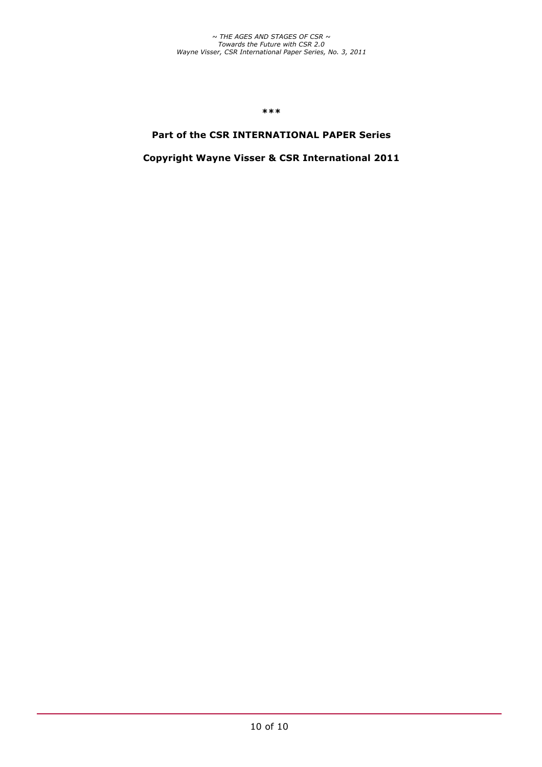***

**Part of the CSR INTERNATIONAL PAPER Series**

**Copyright Wayne Visser & CSR International 2011**